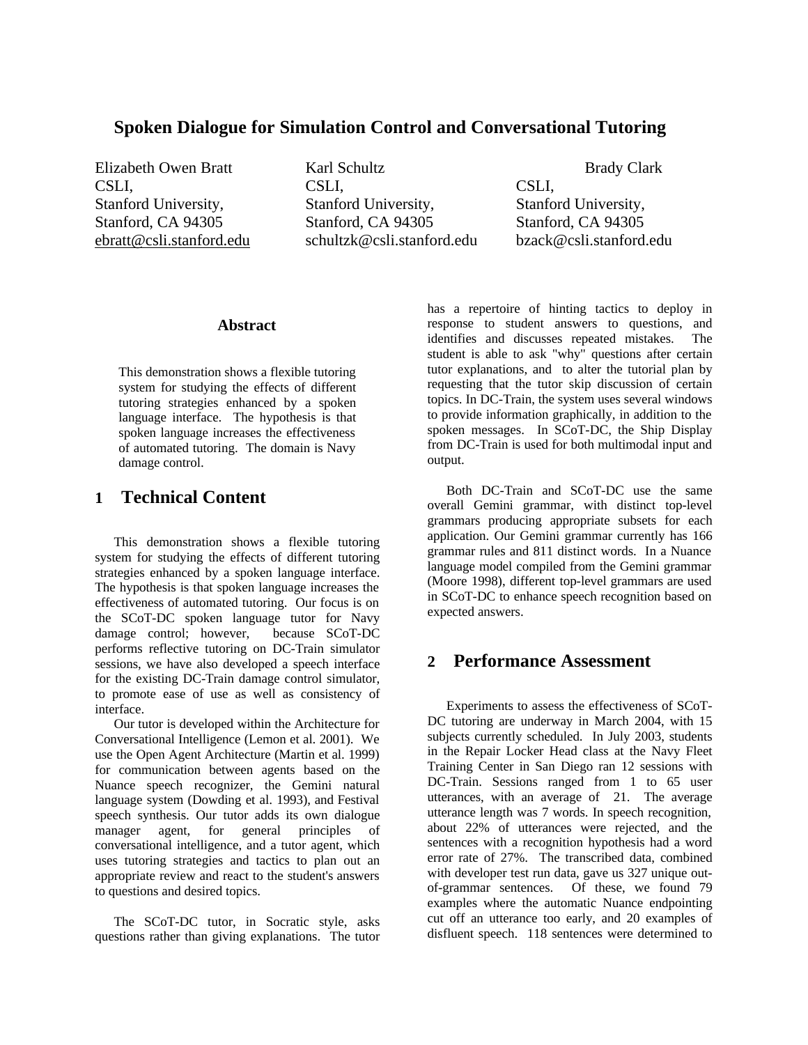# Spoken Dialogue for Simulation Control and Conversational Tutoring

Elizabeth Owen Bratt
CSLI,
Stanford University,
Stanford, CA 94305
ebratt@csli.stanford.edu

Karl Schultz
CSLI,
Stanford University,
Stanford, CA 94305
schultzk@csli.stanford.edu

Brady Clark
CSLI,
Stanford University,
Stanford, CA 94305
bzack@csli.stanford.edu

## Abstract

This demonstration shows a flexible tutoring system for studying the effects of different tutoring strategies enhanced by a spoken language interface. The hypothesis is that spoken language increases the effectiveness of automated tutoring. The domain is Navy damage control.

## 1 Technical Content

This demonstration shows a flexible tutoring system for studying the effects of different tutoring strategies enhanced by a spoken language interface. The hypothesis is that spoken language increases the effectiveness of automated tutoring. Our focus is on the SCoT-DC spoken language tutor for Navy damage control; however, because SCoT-DC performs reflective tutoring on DC-Train simulator sessions, we have also developed a speech interface for the existing DC-Train damage control simulator, to promote ease of use as well as consistency of interface.

Our tutor is developed within the Architecture for Conversational Intelligence (Lemon et al. 2001). We use the Open Agent Architecture (Martin et al. 1999) for communication between agents based on the Nuance speech recognizer, the Gemini natural language system (Dowding et al. 1993), and Festival speech synthesis. Our tutor adds its own dialogue manager agent, for general principles of conversational intelligence, and a tutor agent, which uses tutoring strategies and tactics to plan out an appropriate review and react to the student's answers to questions and desired topics.

The SCoT-DC tutor, in Socratic style, asks questions rather than giving explanations. The tutor has a repertoire of hinting tactics to deploy in response to student answers to questions, and identifies and discusses repeated mistakes. The student is able to ask "why" questions after certain tutor explanations, and to alter the tutorial plan by requesting that the tutor skip discussion of certain topics. In DC-Train, the system uses several windows to provide information graphically, in addition to the spoken messages. In SCoT-DC, the Ship Display from DC-Train is used for both multimodal input and output.

Both DC-Train and SCoT-DC use the same overall Gemini grammar, with distinct top-level grammars producing appropriate subsets for each application. Our Gemini grammar currently has 166 grammar rules and 811 distinct words. In a Nuance language model compiled from the Gemini grammar (Moore 1998), different top-level grammars are used in SCoT-DC to enhance speech recognition based on expected answers.

## 2 Performance Assessment

Experiments to assess the effectiveness of SCoT-DC tutoring are underway in March 2004, with 15 subjects currently scheduled. In July 2003, students in the Repair Locker Head class at the Navy Fleet Training Center in San Diego ran 12 sessions with DC-Train. Sessions ranged from 1 to 65 user utterances, with an average of 21. The average utterance length was 7 words. In speech recognition, about 22% of utterances were rejected, and the sentences with a recognition hypothesis had a word error rate of 27%. The transcribed data, combined with developer test run data, gave us 327 unique out-of-grammar sentences. Of these, we found 79 examples where the automatic Nuance endpointing cut off an utterance too early, and 20 examples of disfluent speech. 118 sentences were determined to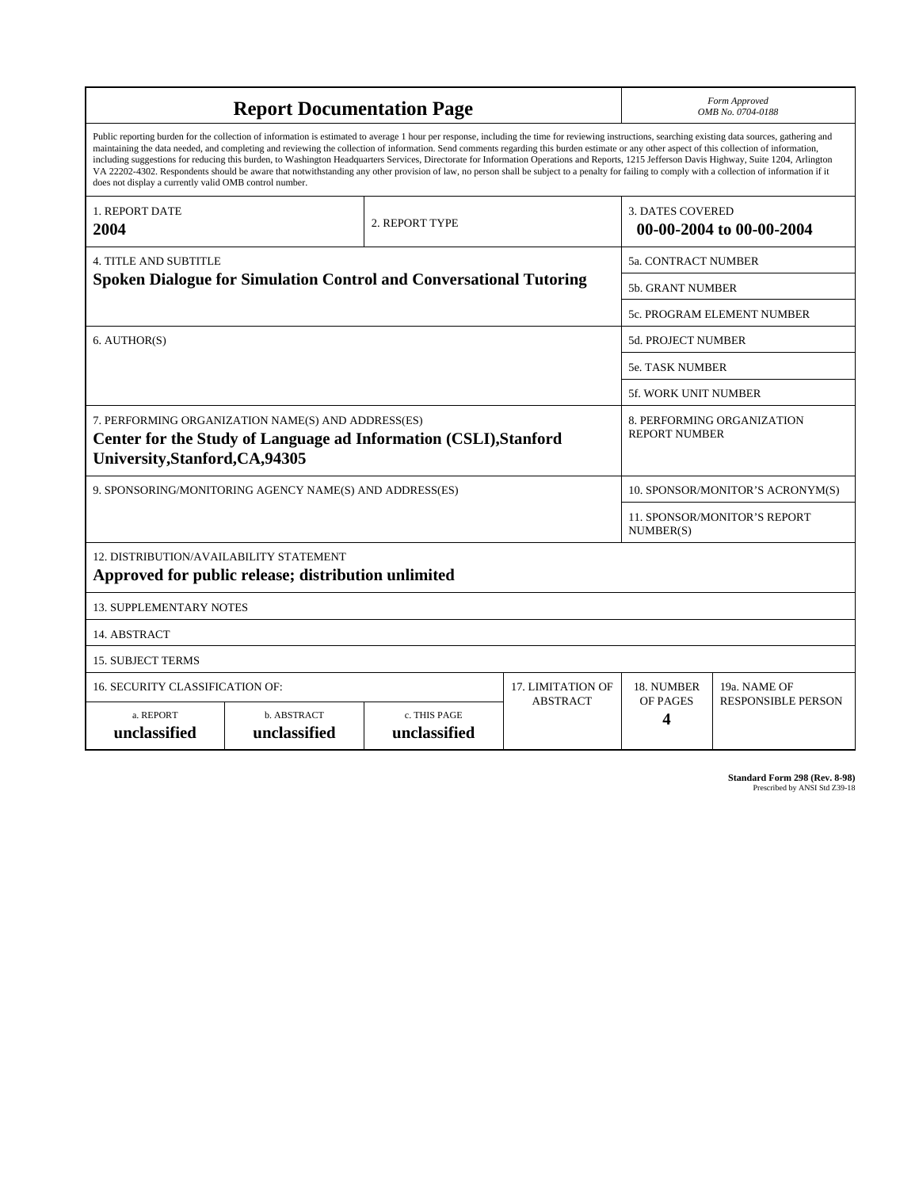# Report Documentation Page

*Form Approved*
*OMB No. 0704-0188*

Public reporting burden for the collection of information is estimated to average 1 hour per response, including the time for reviewing instructions, searching existing data sources, gathering and maintaining the data needed, and completing and reviewing the collection of information. Send comments regarding this burden estimate or any other aspect of this collection of information, including suggestions for reducing this burden, to Washington Headquarters Services, Directorate for Information Operations and Reports, 1215 Jefferson Davis Highway, Suite 1204, Arlington VA 22202-4302. Respondents should be aware that notwithstanding any other provision of law, no person shall be subject to a penalty for failing to comply with a collection of information if it does not display a currently valid OMB control number.

| 1. REPORT DATE | 2. REPORT TYPE | 3. DATES COVERED |
|---|---|---|
| **2004** | | **00-00-2004 to 00-00-2004** |

| 4. TITLE AND SUBTITLE | |
|---|---|
| **Spoken Dialogue for Simulation Control and Conversational Tutoring** | 5a. CONTRACT NUMBER |
| | 5b. GRANT NUMBER |
| | 5c. PROGRAM ELEMENT NUMBER |
| 6. AUTHOR(S) | 5d. PROJECT NUMBER |
| | 5e. TASK NUMBER |
| | 5f. WORK UNIT NUMBER |
| 7. PERFORMING ORGANIZATION NAME(S) AND ADDRESS(ES) **Center for the Study of Language ad Information (CSLI),Stanford University,Stanford,CA,94305** | 8. PERFORMING ORGANIZATION REPORT NUMBER |
| 9. SPONSORING/MONITORING AGENCY NAME(S) AND ADDRESS(ES) | 10. SPONSOR/MONITOR'S ACRONYM(S) |
| | 11. SPONSOR/MONITOR'S REPORT NUMBER(S) |

12. DISTRIBUTION/AVAILABILITY STATEMENT
**Approved for public release; distribution unlimited**

13. SUPPLEMENTARY NOTES

14. ABSTRACT

15. SUBJECT TERMS

| 16. SECURITY CLASSIFICATION OF: | | | 17. LIMITATION OF ABSTRACT | 18. NUMBER OF PAGES | 19a. NAME OF RESPONSIBLE PERSON |
|---|---|---|---|---|---|
| a. REPORT | b. ABSTRACT | c. THIS PAGE | | | |
| **unclassified** | **unclassified** | **unclassified** | | **4** | |

**Standard Form 298 (Rev. 8-98)**
Prescribed by ANSI Std Z39-18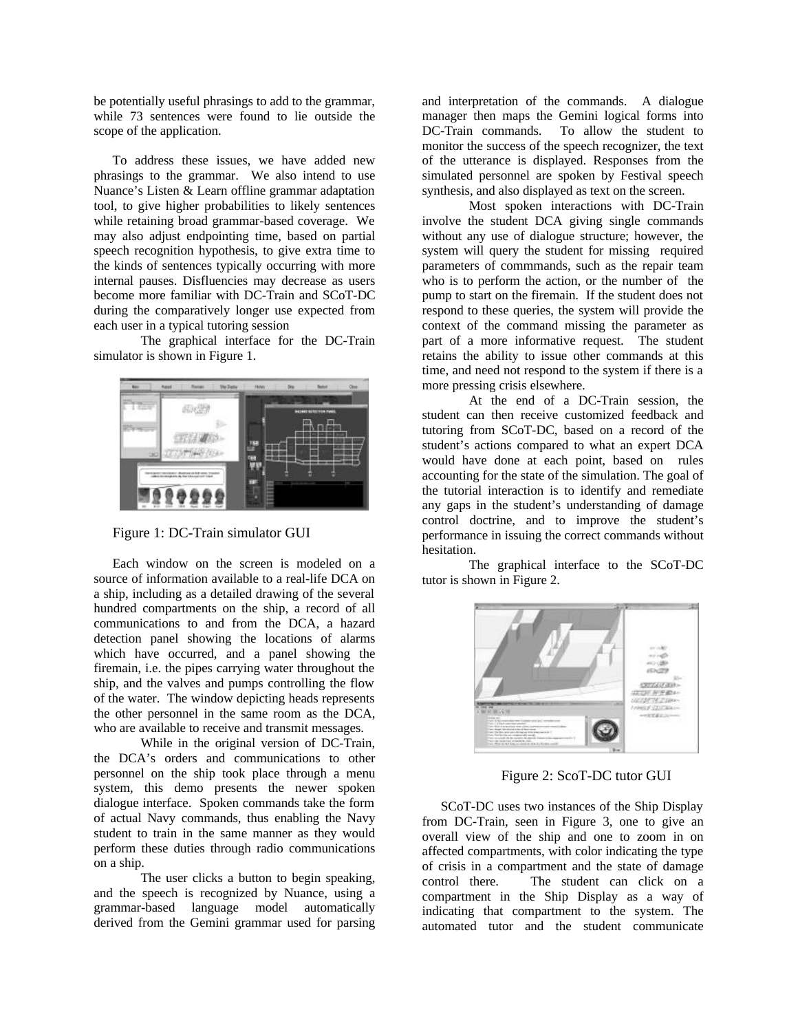be potentially useful phrasings to add to the grammar, while 73 sentences were found to lie outside the scope of the application.

To address these issues, we have added new phrasings to the grammar. We also intend to use Nuance's Listen & Learn offline grammar adaptation tool, to give higher probabilities to likely sentences while retaining broad grammar-based coverage. We may also adjust endpointing time, based on partial speech recognition hypothesis, to give extra time to the kinds of sentences typically occurring with more internal pauses. Disfluencies may decrease as users become more familiar with DC-Train and SCoT-DC during the comparatively longer use expected from each user in a typical tutoring session

The graphical interface for the DC-Train simulator is shown in Figure 1.

Figure 1: DC-Train simulator GUI

Each window on the screen is modeled on a source of information available to a real-life DCA on a ship, including as a detailed drawing of the several hundred compartments on the ship, a record of all communications to and from the DCA, a hazard detection panel showing the locations of alarms which have occurred, and a panel showing the firemain, i.e. the pipes carrying water throughout the ship, and the valves and pumps controlling the flow of the water. The window depicting heads represents the other personnel in the same room as the DCA, who are available to receive and transmit messages.

While in the original version of DC-Train, the DCA's orders and communications to other personnel on the ship took place through a menu system, this demo presents the newer spoken dialogue interface. Spoken commands take the form of actual Navy commands, thus enabling the Navy student to train in the same manner as they would perform these duties through radio communications on a ship.

The user clicks a button to begin speaking, and the speech is recognized by Nuance, using a grammar-based language model automatically derived from the Gemini grammar used for parsing and interpretation of the commands. A dialogue manager then maps the Gemini logical forms into DC-Train commands. To allow the student to monitor the success of the speech recognizer, the text of the utterance is displayed. Responses from the simulated personnel are spoken by Festival speech synthesis, and also displayed as text on the screen.

Most spoken interactions with DC-Train involve the student DCA giving single commands without any use of dialogue structure; however, the system will query the student for missing required parameters of commmands, such as the repair team who is to perform the action, or the number of the pump to start on the firemain. If the student does not respond to these queries, the system will provide the context of the command missing the parameter as part of a more informative request. The student retains the ability to issue other commands at this time, and need not respond to the system if there is a more pressing crisis elsewhere.

At the end of a DC-Train session, the student can then receive customized feedback and tutoring from SCoT-DC, based on a record of the student's actions compared to what an expert DCA would have done at each point, based on rules accounting for the state of the simulation. The goal of the tutorial interaction is to identify and remediate any gaps in the student's understanding of damage control doctrine, and to improve the student's performance in issuing the correct commands without hesitation.

The graphical interface to the SCoT-DC tutor is shown in Figure 2.

Figure 2: ScoT-DC tutor GUI

SCoT-DC uses two instances of the Ship Display from DC-Train, seen in Figure 3, one to give an overall view of the ship and one to zoom in on affected compartments, with color indicating the type of crisis in a compartment and the state of damage control there. The student can click on a compartment in the Ship Display as a way of indicating that compartment to the system. The automated tutor and the student communicate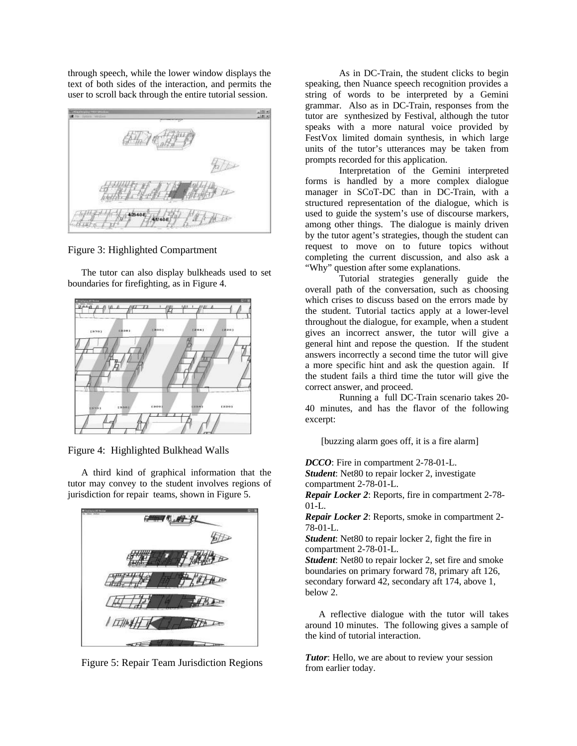through speech, while the lower window displays the text of both sides of the interaction, and permits the user to scroll back through the entire tutorial session.

Figure 3: Highlighted Compartment

The tutor can also display bulkheads used to set boundaries for firefighting, as in Figure 4.

Figure 4: Highlighted Bulkhead Walls

A third kind of graphical information that the tutor may convey to the student involves regions of jurisdiction for repair teams, shown in Figure 5.

Figure 5: Repair Team Jurisdiction Regions

As in DC-Train, the student clicks to begin speaking, then Nuance speech recognition provides a string of words to be interpreted by a Gemini grammar. Also as in DC-Train, responses from the tutor are synthesized by Festival, although the tutor speaks with a more natural voice provided by FestVox limited domain synthesis, in which large units of the tutor's utterances may be taken from prompts recorded for this application.

Interpretation of the Gemini interpreted forms is handled by a more complex dialogue manager in SCoT-DC than in DC-Train, with a structured representation of the dialogue, which is used to guide the system's use of discourse markers, among other things. The dialogue is mainly driven by the tutor agent's strategies, though the student can request to move on to future topics without completing the current discussion, and also ask a "Why" question after some explanations.

Tutorial strategies generally guide the overall path of the conversation, such as choosing which crises to discuss based on the errors made by the student. Tutorial tactics apply at a lower-level throughout the dialogue, for example, when a student gives an incorrect answer, the tutor will give a general hint and repose the question. If the student answers incorrectly a second time the tutor will give a more specific hint and ask the question again. If the student fails a third time the tutor will give the correct answer, and proceed.

Running a full DC-Train scenario takes 20-40 minutes, and has the flavor of the following excerpt:

[buzzing alarm goes off, it is a fire alarm]

***DCCO***: Fire in compartment 2-78-01-L.
***Student***: Net80 to repair locker 2, investigate compartment 2-78-01-L.
***Repair Locker 2***: Reports, fire in compartment 2-78-01-L.
***Repair Locker 2***: Reports, smoke in compartment 2-78-01-L.
***Student***: Net80 to repair locker 2, fight the fire in compartment 2-78-01-L.
***Student***: Net80 to repair locker 2, set fire and smoke boundaries on primary forward 78, primary aft 126, secondary forward 42, secondary aft 174, above 1, below 2.

A reflective dialogue with the tutor will takes around 10 minutes. The following gives a sample of the kind of tutorial interaction.

***Tutor***: Hello, we are about to review your session from earlier today.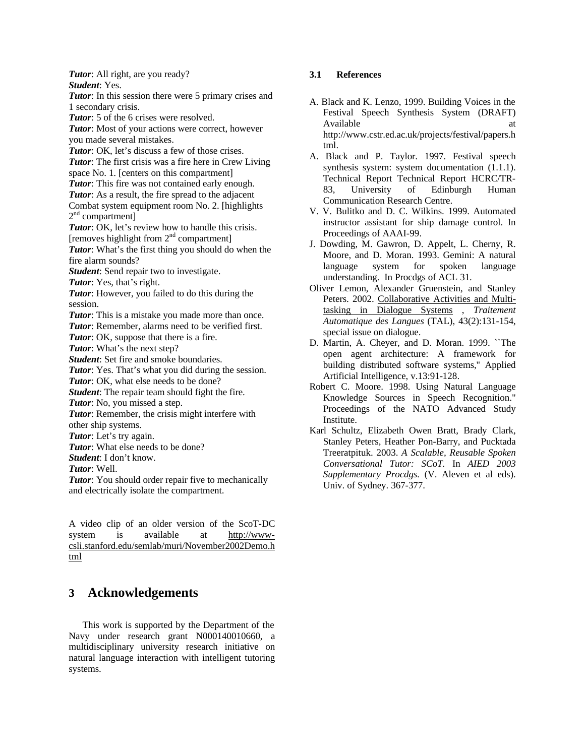***Tutor***: All right, are you ready?
***Student***: Yes.
***Tutor***: In this session there were 5 primary crises and 1 secondary crisis.
***Tutor***: 5 of the 6 crises were resolved.
***Tutor***: Most of your actions were correct, however you made several mistakes.
***Tutor***: OK, let's discuss a few of those crises.
***Tutor***: The first crisis was a fire here in Crew Living space No. 1. [centers on this compartment]
***Tutor***: This fire was not contained early enough.
***Tutor***: As a result, the fire spread to the adjacent Combat system equipment room No. 2. [highlights 2nd compartment]
***Tutor***: OK, let's review how to handle this crisis. [removes highlight from 2nd compartment]
***Tutor***: What's the first thing you should do when the fire alarm sounds?
***Student***: Send repair two to investigate.
***Tutor***: Yes, that's right.
***Tutor***: However, you failed to do this during the session.
***Tutor***: This is a mistake you made more than once.
***Tutor***: Remember, alarms need to be verified first.
***Tutor***: OK, suppose that there is a fire.
***Tutor***: What's the next step?
***Student***: Set fire and smoke boundaries.
***Tutor***: Yes. That's what you did during the session.
***Tutor***: OK, what else needs to be done?
***Student***: The repair team should fight the fire.
***Tutor***: No, you missed a step.
***Tutor***: Remember, the crisis might interfere with other ship systems.
***Tutor***: Let's try again.
***Tutor***: What else needs to be done?
***Student***: I don't know.
***Tutor***: Well.
***Tutor***: You should order repair five to mechanically and electrically isolate the compartment.

A video clip of an older version of the ScoT-DC system is available at http://www-csli.stanford.edu/semlab/muri/November2002Demo.html

# 3 Acknowledgements

This work is supported by the Department of the Navy under research grant N000140010660, a multidisciplinary university research initiative on natural language interaction with intelligent tutoring systems.

### 3.1 References

A. Black and K. Lenzo, 1999. Building Voices in the Festival Speech Synthesis System (DRAFT) Available at http://www.cstr.ed.ac.uk/projects/festival/papers.html.

A. Black and P. Taylor. 1997. Festival speech synthesis system: system documentation (1.1.1). Technical Report Technical Report HCRC/TR-83, University of Edinburgh Human Communication Research Centre.

V. V. Bulitko and D. C. Wilkins. 1999. Automated instructor assistant for ship damage control. In Proceedings of AAAI-99.

J. Dowding, M. Gawron, D. Appelt, L. Cherny, R. Moore, and D. Moran. 1993. Gemini: A natural language system for spoken language understanding. In Procdgs of ACL 31.

Oliver Lemon, Alexander Gruenstein, and Stanley Peters. 2002. Collaborative Activities and Multi-tasking in Dialogue Systems , *Traitement Automatique des Langues* (TAL), 43(2):131-154, special issue on dialogue.

D. Martin, A. Cheyer, and D. Moran. 1999. ``The open agent architecture: A framework for building distributed software systems," Applied Artificial Intelligence, v.13:91-128.

Robert C. Moore. 1998. Using Natural Language Knowledge Sources in Speech Recognition." Proceedings of the NATO Advanced Study Institute.

Karl Schultz, Elizabeth Owen Bratt, Brady Clark, Stanley Peters, Heather Pon-Barry, and Pucktada Treeratpituk. 2003. *A Scalable, Reusable Spoken Conversational Tutor: SCoT.* In *AIED 2003 Supplementary Procdgs.* (V. Aleven et al eds). Univ. of Sydney. 367-377.